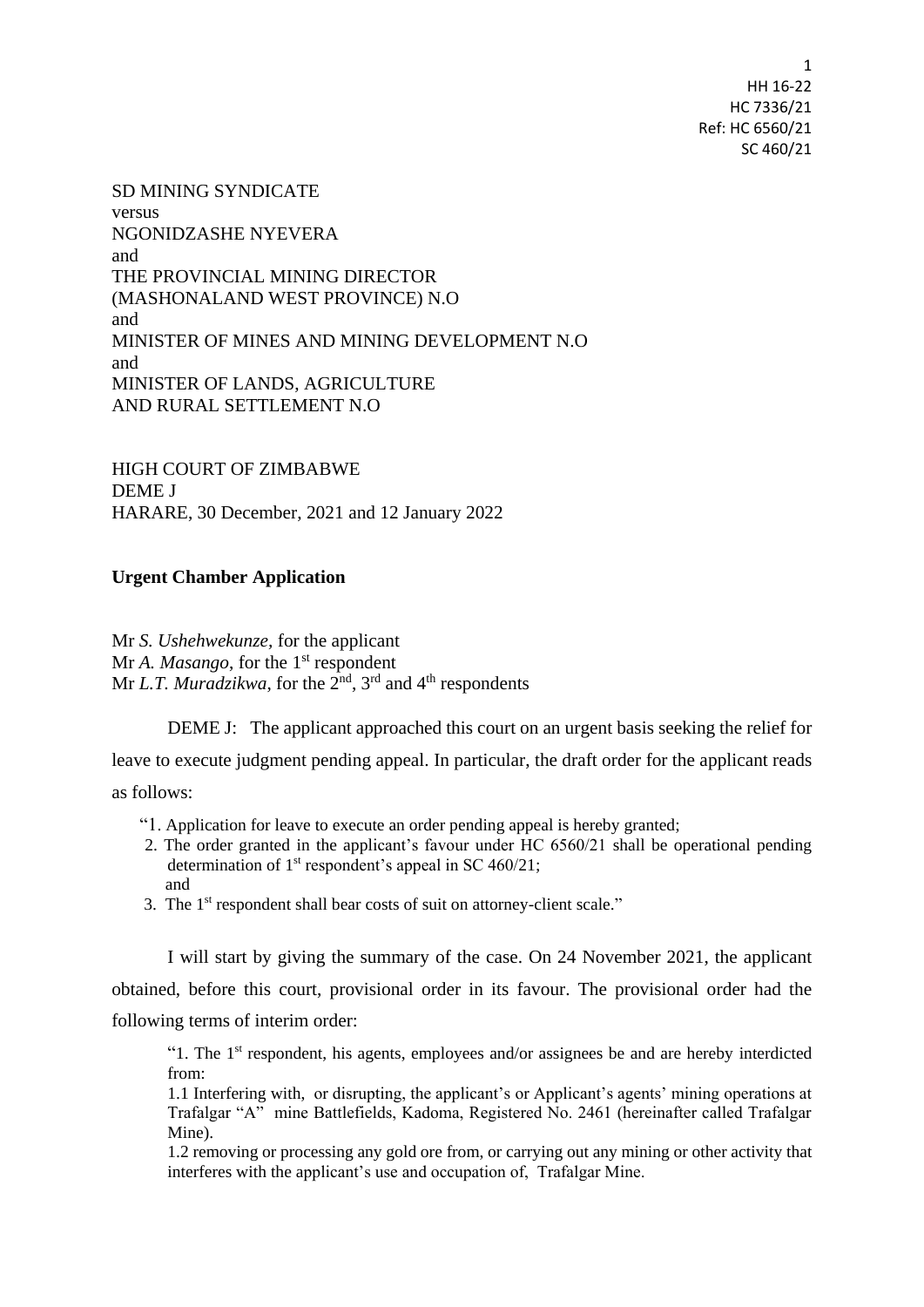HH 16-22
HC 7336/21
Ref: HC 6560/21
SC 460/21

SD MINING SYNDICATE
versus
NGONIDZASHE NYEVERA
and
THE PROVINCIAL MINING DIRECTOR
(MASHONALAND WEST PROVINCE) N.O
and
MINISTER OF MINES AND MINING DEVELOPMENT N.O
and
MINISTER OF LANDS, AGRICULTURE
AND RURAL SETTLEMENT N.O

HIGH COURT OF ZIMBABWE
DEME J
HARARE, 30 December, 2021 and 12 January 2022

**Urgent Chamber Application**

Mr *S. Ushehwekunze*, for the applicant
Mr *A. Masango*, for the 1st respondent
Mr *L.T. Muradzikwa*, for the 2nd, 3rd and 4th respondents

DEME J: The applicant approached this court on an urgent basis seeking the relief for leave to execute judgment pending appeal. In particular, the draft order for the applicant reads as follows:

> "1. Application for leave to execute an order pending appeal is hereby granted;
> 2. The order granted in the applicant's favour under HC 6560/21 shall be operational pending determination of 1st respondent's appeal in SC 460/21;
> and
> 3. The 1st respondent shall bear costs of suit on attorney-client scale."

I will start by giving the summary of the case. On 24 November 2021, the applicant obtained, before this court, provisional order in its favour. The provisional order had the following terms of interim order:

> "1. The 1st respondent, his agents, employees and/or assignees be and are hereby interdicted from:
> 1.1 Interfering with, or disrupting, the applicant's or Applicant's agents' mining operations at Trafalgar "A" mine Battlefields, Kadoma, Registered No. 2461 (hereinafter called Trafalgar Mine).
> 1.2 removing or processing any gold ore from, or carrying out any mining or other activity that interferes with the applicant's use and occupation of, Trafalgar Mine.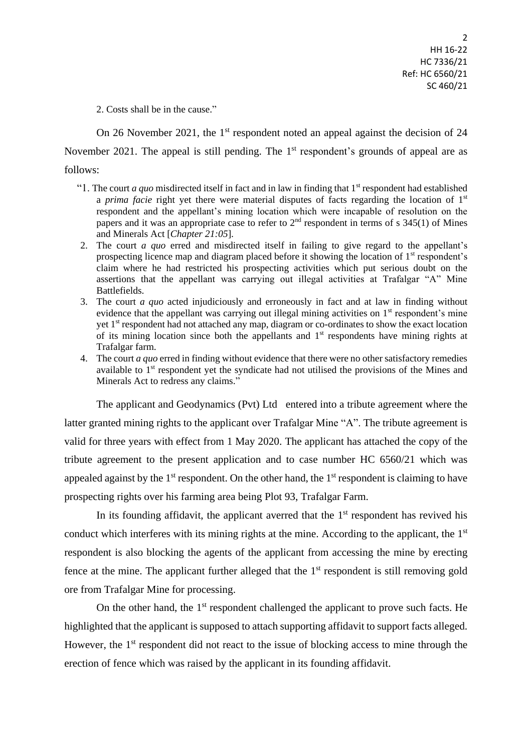2. Costs shall be in the cause."

On 26 November 2021, the 1st respondent noted an appeal against the decision of 24 November 2021. The appeal is still pending. The 1st respondent's grounds of appeal are as follows:

> "1. The court *a quo* misdirected itself in fact and in law in finding that 1st respondent had established a *prima facie* right yet there were material disputes of facts regarding the location of 1st respondent and the appellant's mining location which were incapable of resolution on the papers and it was an appropriate case to refer to 2nd respondent in terms of s 345(1) of Mines and Minerals Act [*Chapter 21:05*].
>
> 2. The court *a quo* erred and misdirected itself in failing to give regard to the appellant's prospecting licence map and diagram placed before it showing the location of 1st respondent's claim where he had restricted his prospecting activities which put serious doubt on the assertions that the appellant was carrying out illegal activities at Trafalgar "A" Mine Battlefields.
>
> 3. The court *a quo* acted injudiciously and erroneously in fact and at law in finding without evidence that the appellant was carrying out illegal mining activities on 1st respondent's mine yet 1st respondent had not attached any map, diagram or co-ordinates to show the exact location of its mining location since both the appellants and 1st respondents have mining rights at Trafalgar farm.
>
> 4. The court *a quo* erred in finding without evidence that there were no other satisfactory remedies available to 1st respondent yet the syndicate had not utilised the provisions of the Mines and Minerals Act to redress any claims."

The applicant and Geodynamics (Pvt) Ltd entered into a tribute agreement where the latter granted mining rights to the applicant over Trafalgar Mine "A". The tribute agreement is valid for three years with effect from 1 May 2020. The applicant has attached the copy of the tribute agreement to the present application and to case number HC 6560/21 which was appealed against by the 1st respondent. On the other hand, the 1st respondent is claiming to have prospecting rights over his farming area being Plot 93, Trafalgar Farm.

In its founding affidavit, the applicant averred that the 1st respondent has revived his conduct which interferes with its mining rights at the mine. According to the applicant, the 1st respondent is also blocking the agents of the applicant from accessing the mine by erecting fence at the mine. The applicant further alleged that the 1st respondent is still removing gold ore from Trafalgar Mine for processing.

On the other hand, the 1st respondent challenged the applicant to prove such facts. He highlighted that the applicant is supposed to attach supporting affidavit to support facts alleged. However, the 1st respondent did not react to the issue of blocking access to mine through the erection of fence which was raised by the applicant in its founding affidavit.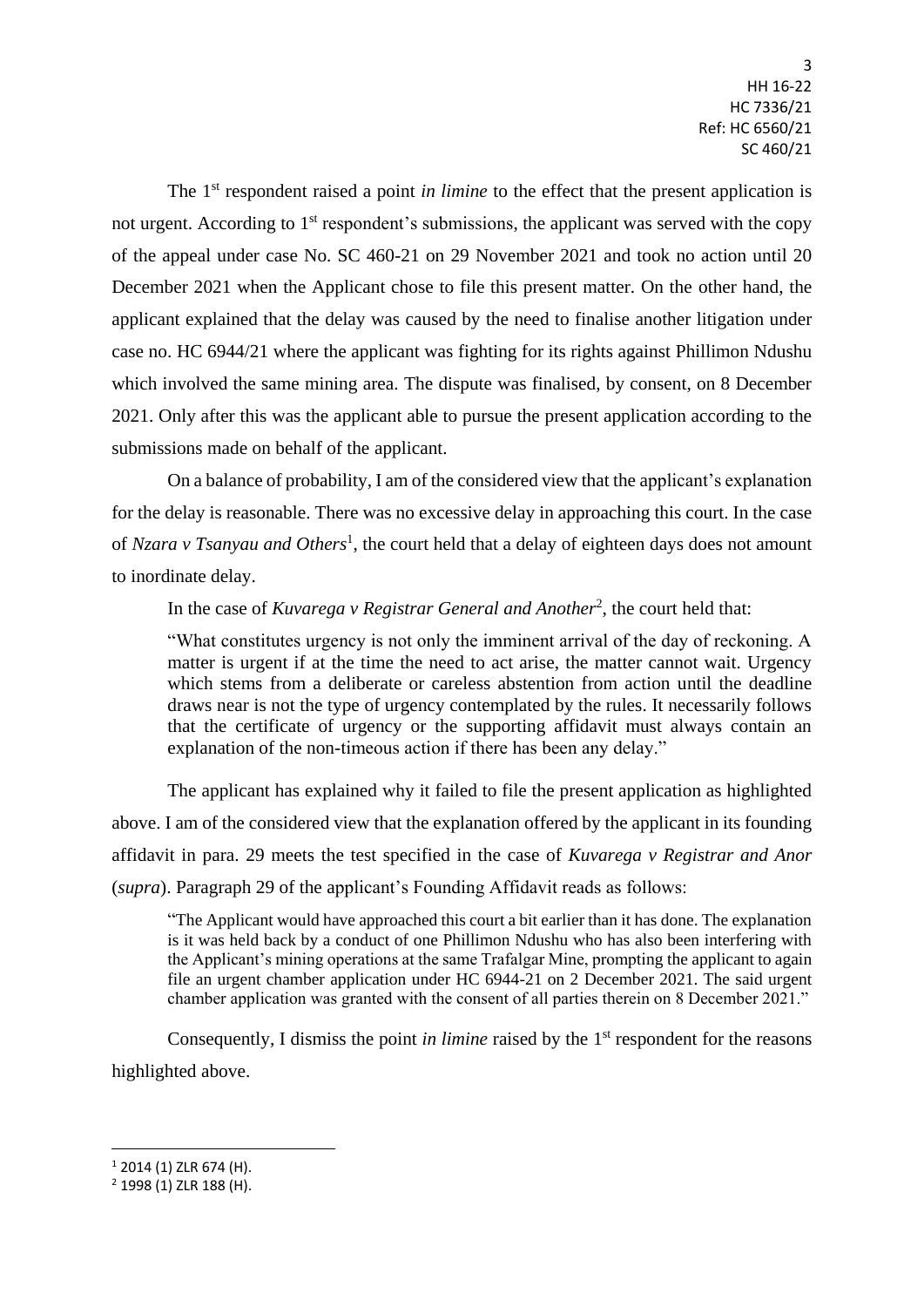The 1st respondent raised a point *in limine* to the effect that the present application is not urgent. According to 1st respondent's submissions, the applicant was served with the copy of the appeal under case No. SC 460-21 on 29 November 2021 and took no action until 20 December 2021 when the Applicant chose to file this present matter. On the other hand, the applicant explained that the delay was caused by the need to finalise another litigation under case no. HC 6944/21 where the applicant was fighting for its rights against Phillimon Ndushu which involved the same mining area. The dispute was finalised, by consent, on 8 December 2021. Only after this was the applicant able to pursue the present application according to the submissions made on behalf of the applicant.

On a balance of probability, I am of the considered view that the applicant's explanation for the delay is reasonable. There was no excessive delay in approaching this court. In the case of *Nzara v Tsanyau and Others*[1], the court held that a delay of eighteen days does not amount to inordinate delay.

In the case of *Kuvarega v Registrar General and Another*[2], the court held that:

> "What constitutes urgency is not only the imminent arrival of the day of reckoning. A matter is urgent if at the time the need to act arise, the matter cannot wait. Urgency which stems from a deliberate or careless abstention from action until the deadline draws near is not the type of urgency contemplated by the rules. It necessarily follows that the certificate of urgency or the supporting affidavit must always contain an explanation of the non-timeous action if there has been any delay."

The applicant has explained why it failed to file the present application as highlighted above. I am of the considered view that the explanation offered by the applicant in its founding affidavit in para. 29 meets the test specified in the case of *Kuvarega v Registrar and Anor* (*supra*). Paragraph 29 of the applicant's Founding Affidavit reads as follows:

> "The Applicant would have approached this court a bit earlier than it has done. The explanation is it was held back by a conduct of one Phillimon Ndushu who has also been interfering with the Applicant's mining operations at the same Trafalgar Mine, prompting the applicant to again file an urgent chamber application under HC 6944-21 on 2 December 2021. The said urgent chamber application was granted with the consent of all parties therein on 8 December 2021."

Consequently, I dismiss the point *in limine* raised by the 1st respondent for the reasons highlighted above.

---

[1] 2014 (1) ZLR 674 (H).

[2] 1998 (1) ZLR 188 (H).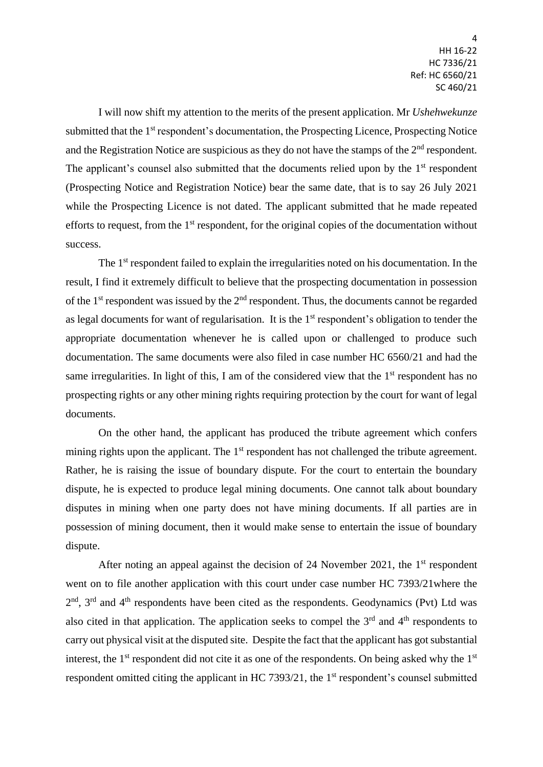I will now shift my attention to the merits of the present application. Mr *Ushehwekunze* submitted that the 1st respondent's documentation, the Prospecting Licence, Prospecting Notice and the Registration Notice are suspicious as they do not have the stamps of the 2nd respondent. The applicant's counsel also submitted that the documents relied upon by the 1st respondent (Prospecting Notice and Registration Notice) bear the same date, that is to say 26 July 2021 while the Prospecting Licence is not dated. The applicant submitted that he made repeated efforts to request, from the 1st respondent, for the original copies of the documentation without success.

The 1st respondent failed to explain the irregularities noted on his documentation. In the result, I find it extremely difficult to believe that the prospecting documentation in possession of the 1st respondent was issued by the 2nd respondent. Thus, the documents cannot be regarded as legal documents for want of regularisation. It is the 1st respondent's obligation to tender the appropriate documentation whenever he is called upon or challenged to produce such documentation. The same documents were also filed in case number HC 6560/21 and had the same irregularities. In light of this, I am of the considered view that the 1st respondent has no prospecting rights or any other mining rights requiring protection by the court for want of legal documents.

On the other hand, the applicant has produced the tribute agreement which confers mining rights upon the applicant. The 1st respondent has not challenged the tribute agreement. Rather, he is raising the issue of boundary dispute. For the court to entertain the boundary dispute, he is expected to produce legal mining documents. One cannot talk about boundary disputes in mining when one party does not have mining documents. If all parties are in possession of mining document, then it would make sense to entertain the issue of boundary dispute.

After noting an appeal against the decision of 24 November 2021, the 1st respondent went on to file another application with this court under case number HC 7393/21where the 2nd, 3rd and 4th respondents have been cited as the respondents. Geodynamics (Pvt) Ltd was also cited in that application. The application seeks to compel the 3rd and 4th respondents to carry out physical visit at the disputed site. Despite the fact that the applicant has got substantial interest, the 1st respondent did not cite it as one of the respondents. On being asked why the 1st respondent omitted citing the applicant in HC 7393/21, the 1st respondent's counsel submitted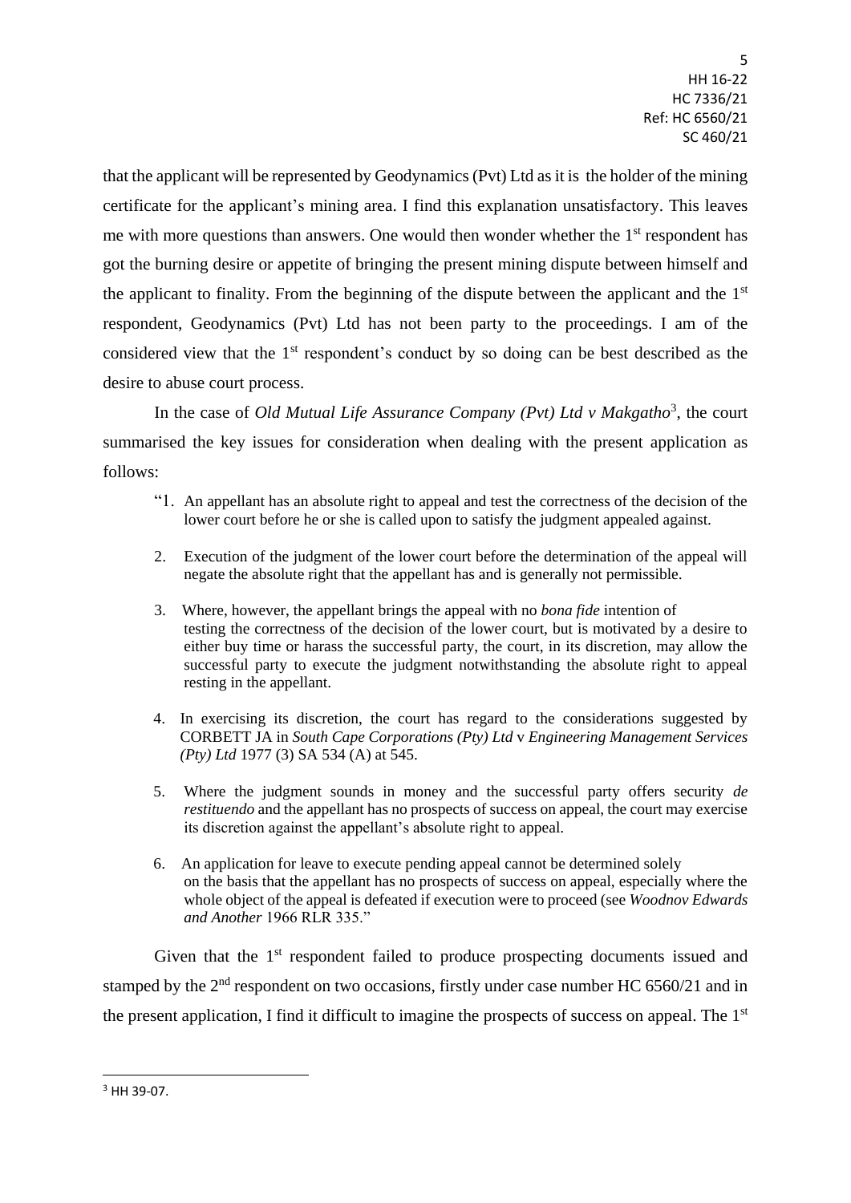that the applicant will be represented by Geodynamics (Pvt) Ltd as it is the holder of the mining certificate for the applicant's mining area. I find this explanation unsatisfactory. This leaves me with more questions than answers. One would then wonder whether the 1st respondent has got the burning desire or appetite of bringing the present mining dispute between himself and the applicant to finality. From the beginning of the dispute between the applicant and the 1st respondent, Geodynamics (Pvt) Ltd has not been party to the proceedings. I am of the considered view that the 1st respondent's conduct by so doing can be best described as the desire to abuse court process.

In the case of *Old Mutual Life Assurance Company (Pvt) Ltd v Makgatho*[3], the court summarised the key issues for consideration when dealing with the present application as follows:

> "1. An appellant has an absolute right to appeal and test the correctness of the decision of the lower court before he or she is called upon to satisfy the judgment appealed against.
>
> 2. Execution of the judgment of the lower court before the determination of the appeal will negate the absolute right that the appellant has and is generally not permissible.
>
> 3. Where, however, the appellant brings the appeal with no *bona fide* intention of testing the correctness of the decision of the lower court, but is motivated by a desire to either buy time or harass the successful party, the court, in its discretion, may allow the successful party to execute the judgment notwithstanding the absolute right to appeal resting in the appellant.
>
> 4. In exercising its discretion, the court has regard to the considerations suggested by CORBETT JA in *South Cape Corporations (Pty) Ltd* v *Engineering Management Services (Pty) Ltd* 1977 (3) SA 534 (A) at 545.
>
> 5. Where the judgment sounds in money and the successful party offers security *de restituendo* and the appellant has no prospects of success on appeal, the court may exercise its discretion against the appellant's absolute right to appeal.
>
> 6. An application for leave to execute pending appeal cannot be determined solely on the basis that the appellant has no prospects of success on appeal, especially where the whole object of the appeal is defeated if execution were to proceed (see *Woodnov Edwards and Another* 1966 RLR 335."

Given that the 1st respondent failed to produce prospecting documents issued and stamped by the 2nd respondent on two occasions, firstly under case number HC 6560/21 and in the present application, I find it difficult to imagine the prospects of success on appeal. The 1st

---

[3] HH 39-07.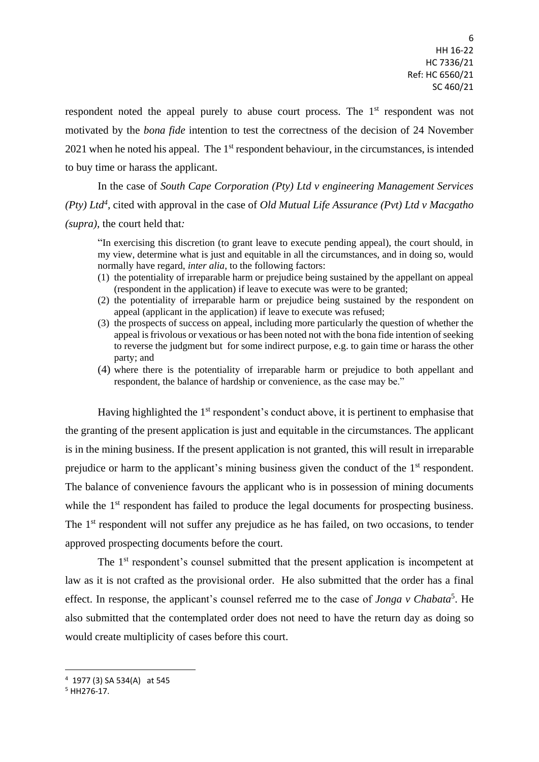respondent noted the appeal purely to abuse court process. The 1st respondent was not motivated by the *bona fide* intention to test the correctness of the decision of 24 November 2021 when he noted his appeal. The 1st respondent behaviour, in the circumstances, is intended to buy time or harass the applicant.

In the case of *South Cape Corporation (Pty) Ltd v engineering Management Services (Pty) Ltd*[4], cited with approval in the case of *Old Mutual Life Assurance (Pvt) Ltd v Macgatho (supra),* the court held that*:*

> "In exercising this discretion (to grant leave to execute pending appeal), the court should, in my view, determine what is just and equitable in all the circumstances, and in doing so, would normally have regard, *inter alia*, to the following factors:
>
> (1) the potentiality of irreparable harm or prejudice being sustained by the appellant on appeal (respondent in the application) if leave to execute was were to be granted;
> (2) the potentiality of irreparable harm or prejudice being sustained by the respondent on appeal (applicant in the application) if leave to execute was refused;
> (3) the prospects of success on appeal, including more particularly the question of whether the appeal is frivolous or vexatious or has been noted not with the bona fide intention of seeking to reverse the judgment but for some indirect purpose, e.g. to gain time or harass the other party; and
> (4) where there is the potentiality of irreparable harm or prejudice to both appellant and respondent, the balance of hardship or convenience, as the case may be."

Having highlighted the 1st respondent's conduct above, it is pertinent to emphasise that the granting of the present application is just and equitable in the circumstances. The applicant is in the mining business. If the present application is not granted, this will result in irreparable prejudice or harm to the applicant's mining business given the conduct of the 1st respondent. The balance of convenience favours the applicant who is in possession of mining documents while the 1st respondent has failed to produce the legal documents for prospecting business. The 1st respondent will not suffer any prejudice as he has failed, on two occasions, to tender approved prospecting documents before the court.

The 1st respondent's counsel submitted that the present application is incompetent at law as it is not crafted as the provisional order. He also submitted that the order has a final effect. In response, the applicant's counsel referred me to the case of *Jonga v Chabata*[5]. He also submitted that the contemplated order does not need to have the return day as doing so would create multiplicity of cases before this court.

---

[4] 1977 (3) SA 534(A) at 545

[5] HH276-17.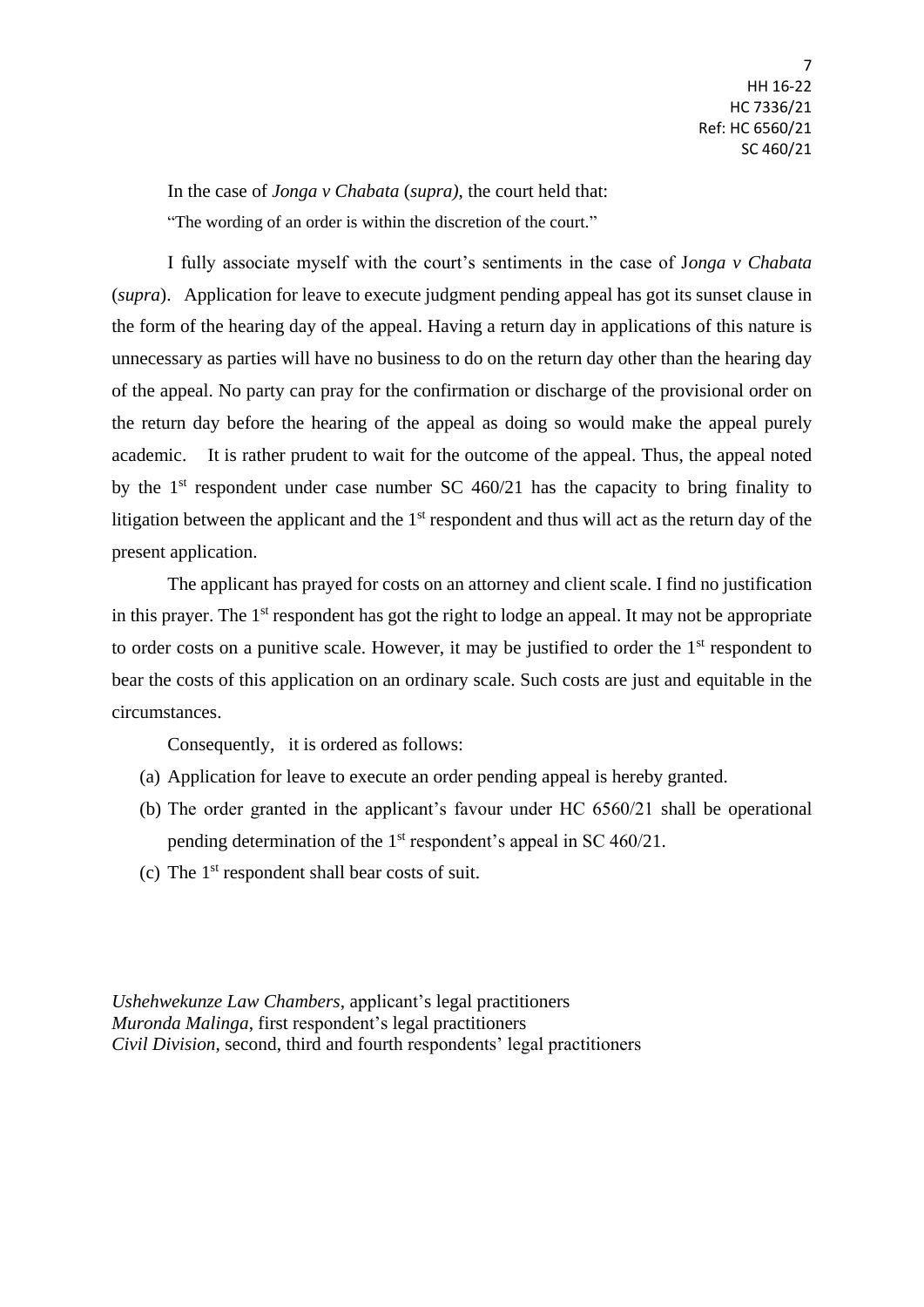In the case of *Jonga v Chabata* (*supra)*, the court held that:

"The wording of an order is within the discretion of the court."

I fully associate myself with the court's sentiments in the case of J*onga v Chabata* (*supra*). Application for leave to execute judgment pending appeal has got its sunset clause in the form of the hearing day of the appeal. Having a return day in applications of this nature is unnecessary as parties will have no business to do on the return day other than the hearing day of the appeal. No party can pray for the confirmation or discharge of the provisional order on the return day before the hearing of the appeal as doing so would make the appeal purely academic. It is rather prudent to wait for the outcome of the appeal. Thus, the appeal noted by the 1st respondent under case number SC 460/21 has the capacity to bring finality to litigation between the applicant and the 1st respondent and thus will act as the return day of the present application.

The applicant has prayed for costs on an attorney and client scale. I find no justification in this prayer. The 1st respondent has got the right to lodge an appeal. It may not be appropriate to order costs on a punitive scale. However, it may be justified to order the 1st respondent to bear the costs of this application on an ordinary scale. Such costs are just and equitable in the circumstances.

Consequently, it is ordered as follows:

(a) Application for leave to execute an order pending appeal is hereby granted.

(b) The order granted in the applicant's favour under HC 6560/21 shall be operational pending determination of the 1st respondent's appeal in SC 460/21.

(c) The 1st respondent shall bear costs of suit.

*Ushehwekunze Law Chambers*, applicant's legal practitioners
*Muronda Malinga*, first respondent's legal practitioners
*Civil Division*, second, third and fourth respondents' legal practitioners